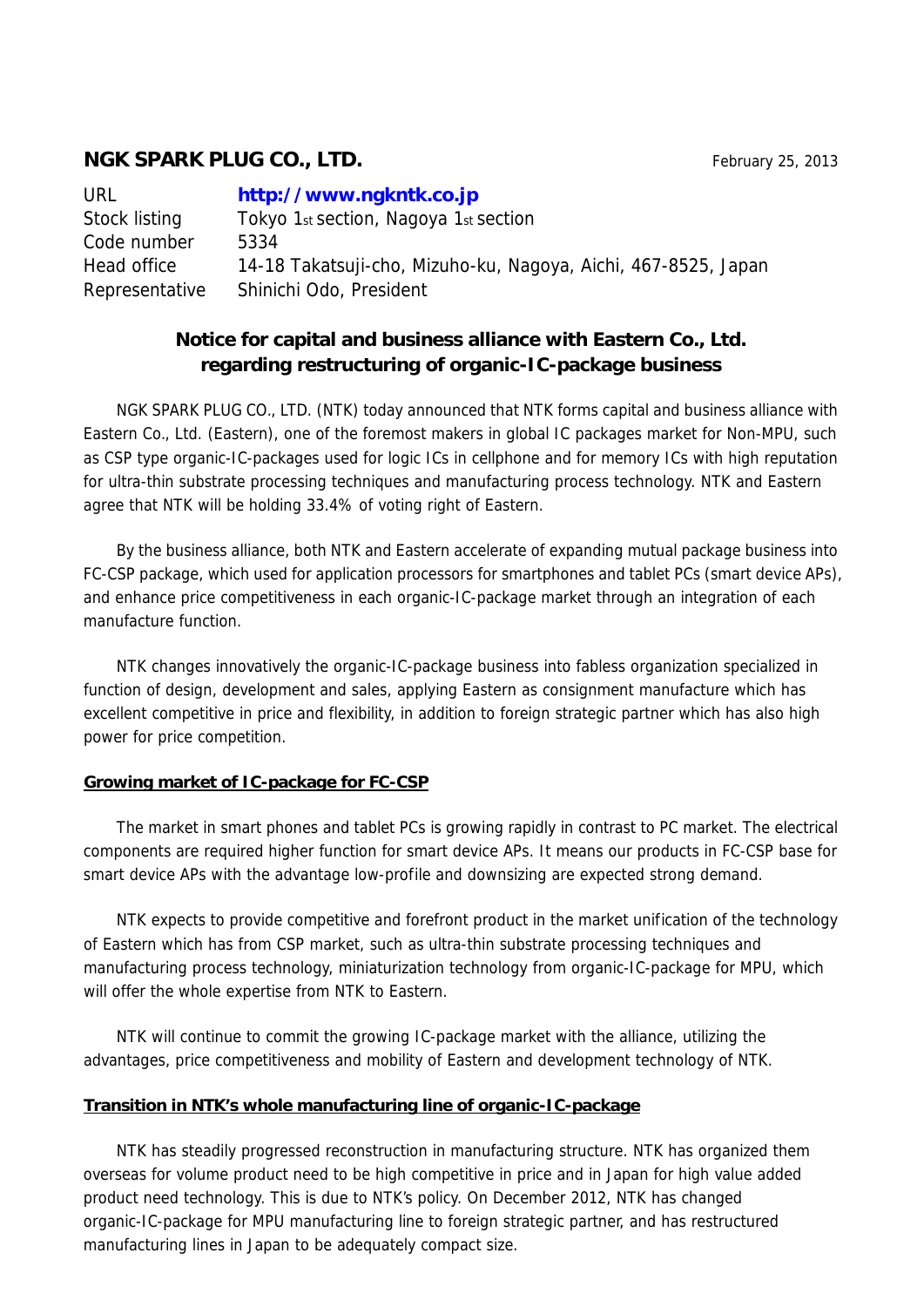**NGK SPARK PLUG CO., LTD.**

February 25, 2013

| | |
|---|---|
| URL | **http://www.ngkntk.co.jp** |
| Stock listing | Tokyo 1st section, Nagoya 1st section |
| Code number | 5334 |
| Head office | 14-18 Takatsuji-cho, Mizuho-ku, Nagoya, Aichi, 467-8525, Japan |
| Representative | Shinichi Odo, President |

## Notice for capital and business alliance with Eastern Co., Ltd. regarding restructuring of organic-IC-package business

NGK SPARK PLUG CO., LTD. (NTK) today announced that NTK forms capital and business alliance with Eastern Co., Ltd. (Eastern), one of the foremost makers in global IC packages market for Non-MPU, such as CSP type organic-IC-packages used for logic ICs in cellphone and for memory ICs with high reputation for ultra-thin substrate processing techniques and manufacturing process technology. NTK and Eastern agree that NTK will be holding 33.4% of voting right of Eastern.

By the business alliance, both NTK and Eastern accelerate of expanding mutual package business into FC-CSP package, which used for application processors for smartphones and tablet PCs (smart device APs), and enhance price competitiveness in each organic-IC-package market through an integration of each manufacture function.

NTK changes innovatively the organic-IC-package business into fabless organization specialized in function of design, development and sales, applying Eastern as consignment manufacture which has excellent competitive in price and flexibility, in addition to foreign strategic partner which has also high power for price competition.

### Growing market of IC-package for FC-CSP

The market in smart phones and tablet PCs is growing rapidly in contrast to PC market. The electrical components are required higher function for smart device APs. It means our products in FC-CSP base for smart device APs with the advantage low-profile and downsizing are expected strong demand.

NTK expects to provide competitive and forefront product in the market unification of the technology of Eastern which has from CSP market, such as ultra-thin substrate processing techniques and manufacturing process technology, miniaturization technology from organic-IC-package for MPU, which will offer the whole expertise from NTK to Eastern.

NTK will continue to commit the growing IC-package market with the alliance, utilizing the advantages, price competitiveness and mobility of Eastern and development technology of NTK.

### Transition in NTK's whole manufacturing line of organic-IC-package

NTK has steadily progressed reconstruction in manufacturing structure. NTK has organized them overseas for volume product need to be high competitive in price and in Japan for high value added product need technology. This is due to NTK's policy. On December 2012, NTK has changed organic-IC-package for MPU manufacturing line to foreign strategic partner, and has restructured manufacturing lines in Japan to be adequately compact size.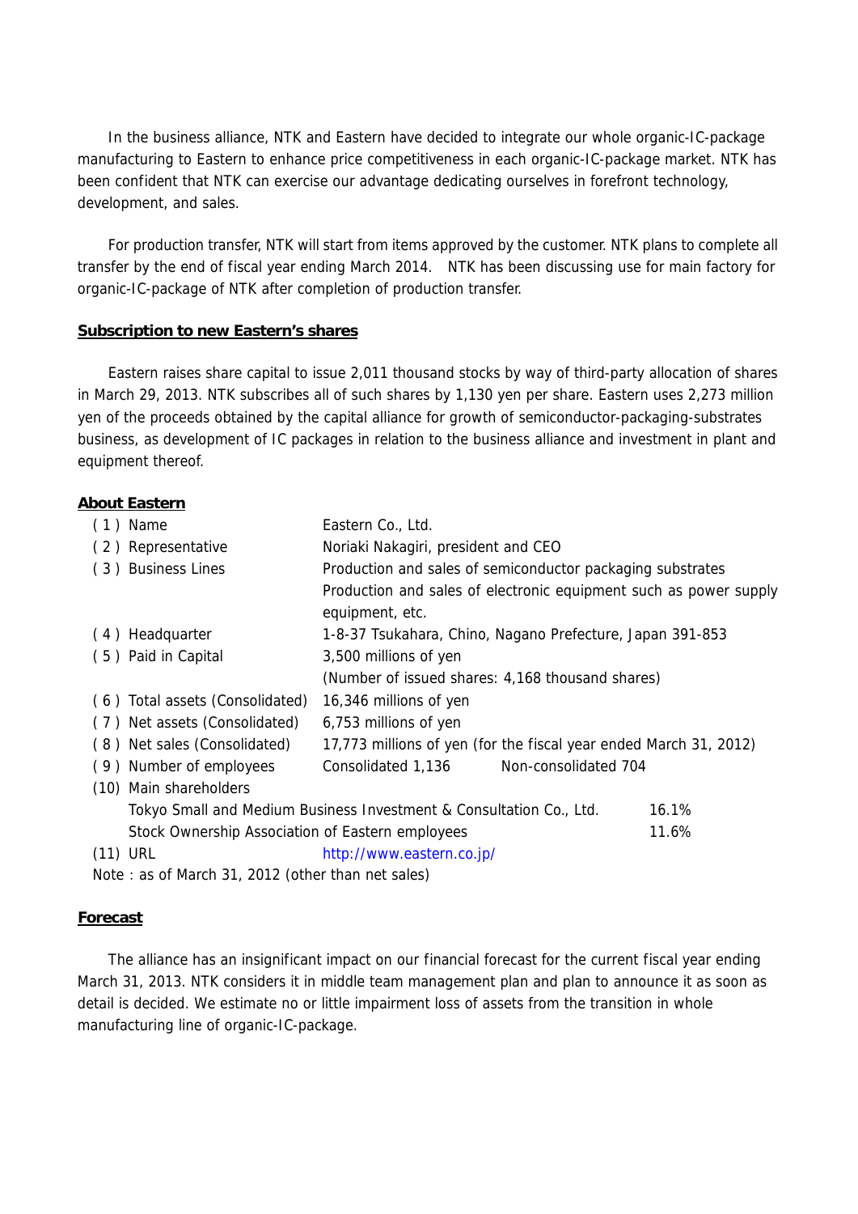In the business alliance, NTK and Eastern have decided to integrate our whole organic-IC-package manufacturing to Eastern to enhance price competitiveness in each organic-IC-package market. NTK has been confident that NTK can exercise our advantage dedicating ourselves in forefront technology, development, and sales.

For production transfer, NTK will start from items approved by the customer. NTK plans to complete all transfer by the end of fiscal year ending March 2014. NTK has been discussing use for main factory for organic-IC-package of NTK after completion of production transfer.

**Subscription to new Eastern's shares**

Eastern raises share capital to issue 2,011 thousand stocks by way of third-party allocation of shares in March 29, 2013. NTK subscribes all of such shares by 1,130 yen per share. Eastern uses 2,273 million yen of the proceeds obtained by the capital alliance for growth of semiconductor-packaging-substrates business, as development of IC packages in relation to the business alliance and investment in plant and equipment thereof.

**About Eastern**

| | | |
|---|---|---|
| (1) Name | Eastern Co., Ltd. | |
| (2) Representative | Noriaki Nakagiri, president and CEO | |
| (3) Business Lines | Production and sales of semiconductor packaging substrates<br>Production and sales of electronic equipment such as power supply equipment, etc. | |
| (4) Headquarter | 1-8-37 Tsukahara, Chino, Nagano Prefecture, Japan 391-853 | |
| (5) Paid in Capital | 3,500 millions of yen<br>(Number of issued shares: 4,168 thousand shares) | |
| (6) Total assets (Consolidated) | 16,346 millions of yen | |
| (7) Net assets (Consolidated) | 6,753 millions of yen | |
| (8) Net sales (Consolidated) | 17,773 millions of yen (for the fiscal year ended March 31, 2012) | |
| (9) Number of employees | Consolidated 1,136 | Non-consolidated 704 |
| (10) Main shareholders | | |
| Tokyo Small and Medium Business Investment & Consultation Co., Ltd. | | 16.1% |
| Stock Ownership Association of Eastern employees | | 11.6% |
| (11) URL | http://www.eastern.co.jp/ | |

Note : as of March 31, 2012 (other than net sales)

**Forecast**

The alliance has an insignificant impact on our financial forecast for the current fiscal year ending March 31, 2013. NTK considers it in middle team management plan and plan to announce it as soon as detail is decided. We estimate no or little impairment loss of assets from the transition in whole manufacturing line of organic-IC-package.